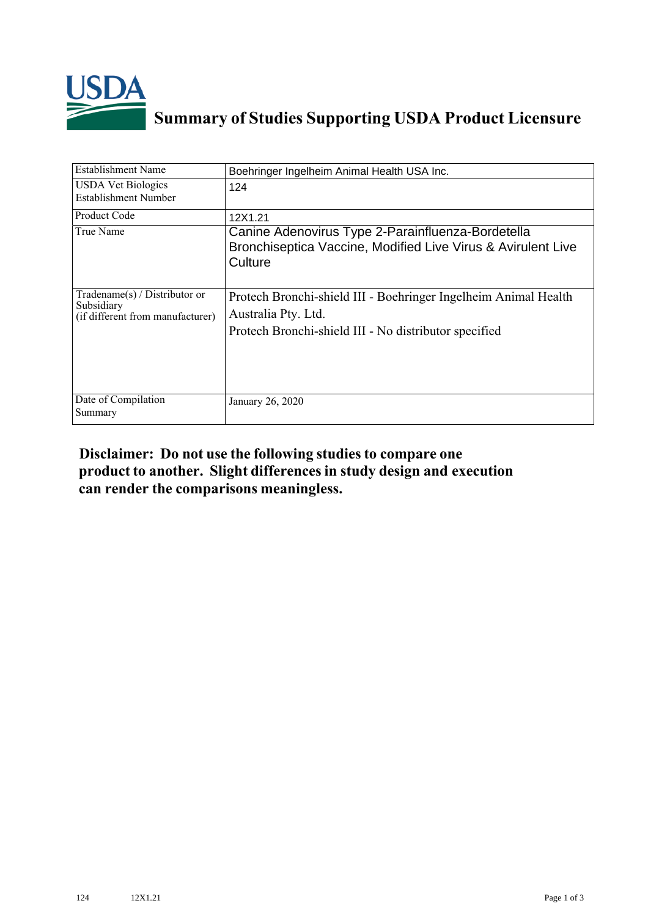# Summary of Studies Supporting USDA Product Licensure

| Establishment Name | Boehringer Ingelheim Animal Health USA Inc. |
|---|---|
| USDA Vet Biologics Establishment Number | 124 |
| Product Code | 12X1.21 |
| True Name | Canine Adenovirus Type 2-Parainfluenza-Bordetella Bronchiseptica Vaccine, Modified Live Virus & Avirulent Live Culture |
| Tradename(s) / Distributor or Subsidiary (if different from manufacturer) | Protech Bronchi-shield III - Boehringer Ingelheim Animal Health Australia Pty. Ltd.<br>Protech Bronchi-shield III - No distributor specified |
| Date of Compilation Summary | January 26, 2020 |

**Disclaimer: Do not use the following studies to compare one product to another. Slight differences in study design and execution can render the comparisons meaningless.**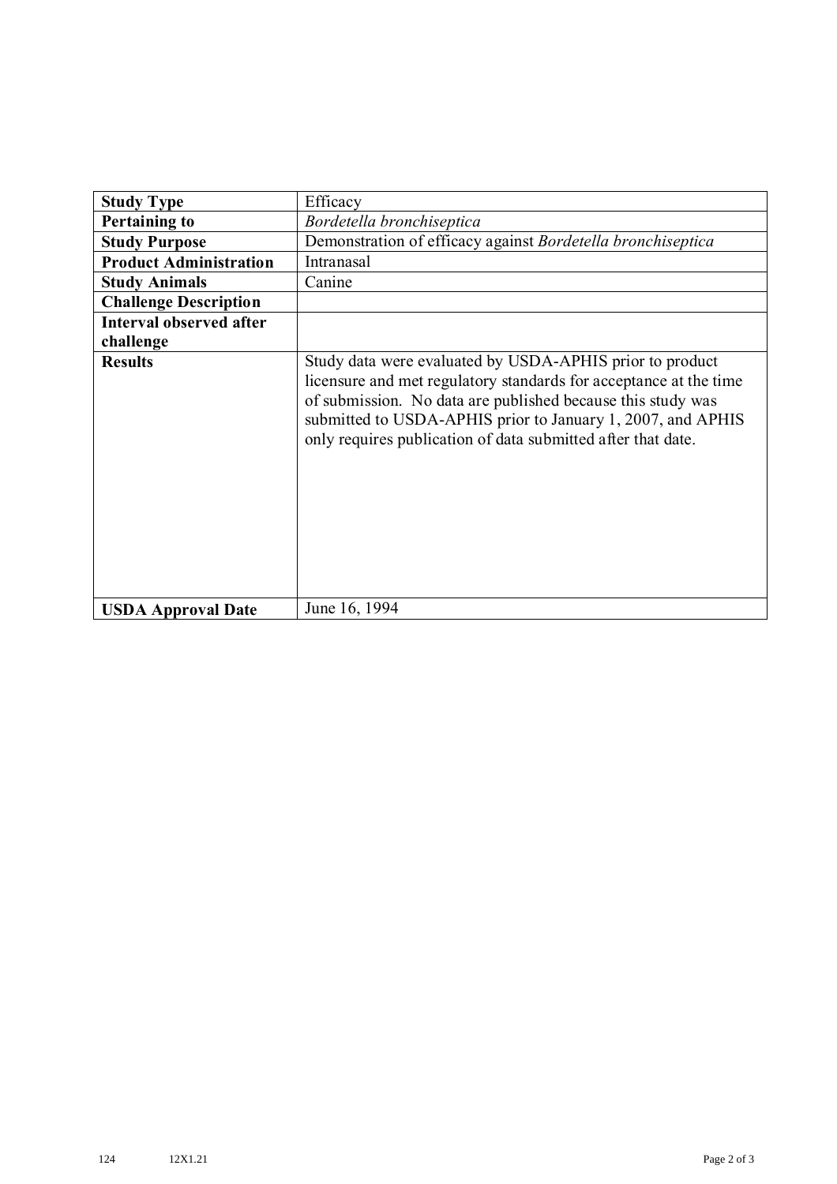| Study Type | Efficacy |
|---|---|
| **Pertaining to** | *Bordetella bronchiseptica* |
| **Study Purpose** | Demonstration of efficacy against *Bordetella bronchiseptica* |
| **Product Administration** | Intranasal |
| **Study Animals** | Canine |
| **Challenge Description** | |
| **Interval observed after challenge** | |
| **Results** | Study data were evaluated by USDA-APHIS prior to product licensure and met regulatory standards for acceptance at the time of submission. No data are published because this study was submitted to USDA-APHIS prior to January 1, 2007, and APHIS only requires publication of data submitted after that date. |
| **USDA Approval Date** | June 16, 1994 |

124 12X1.21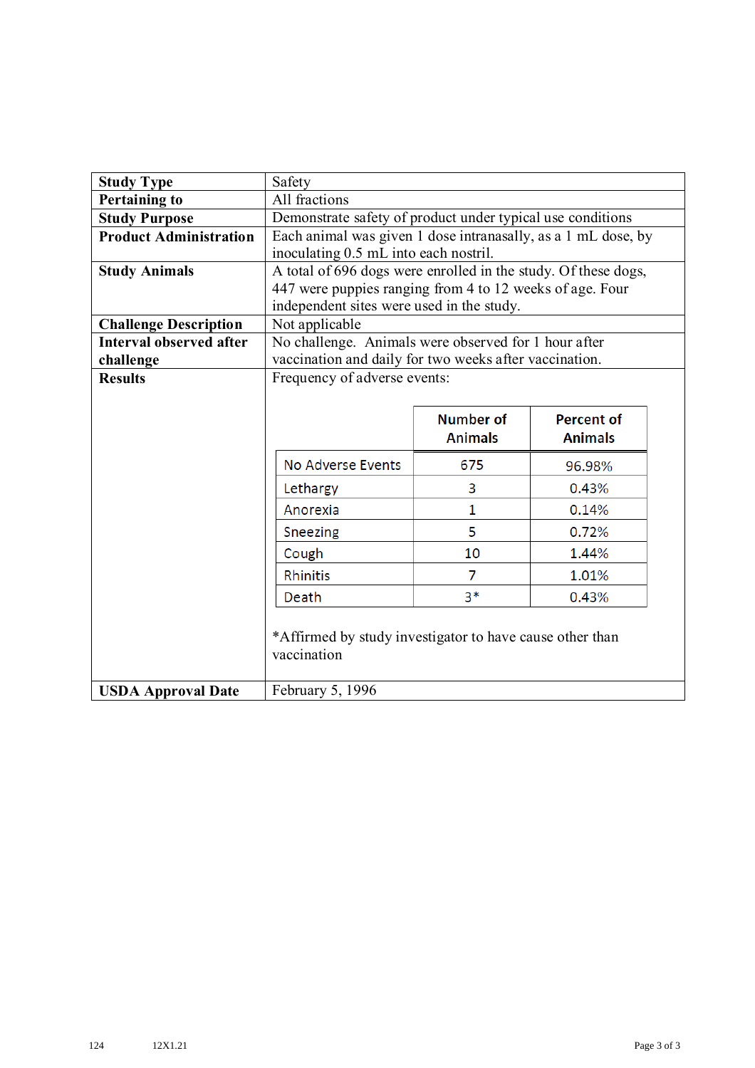| | |
|---|---|
| **Study Type** | Safety |
| **Pertaining to** | All fractions |
| **Study Purpose** | Demonstrate safety of product under typical use conditions |
| **Product Administration** | Each animal was given 1 dose intranasally, as a 1 mL dose, by inoculating 0.5 mL into each nostril. |
| **Study Animals** | A total of 696 dogs were enrolled in the study. Of these dogs, 447 were puppies ranging from 4 to 12 weeks of age. Four independent sites were used in the study. |
| **Challenge Description** | Not applicable |
| **Interval observed after challenge** | No challenge. Animals were observed for 1 hour after vaccination and daily for two weeks after vaccination. |
| **Results** | Frequency of adverse events: (see table below) *Affirmed by study investigator to have cause other than vaccination |
| **USDA Approval Date** | February 5, 1996 |

| | Number of Animals | Percent of Animals |
|---|---|---|
| No Adverse Events | 675 | 96.98% |
| Lethargy | 3 | 0.43% |
| Anorexia | 1 | 0.14% |
| Sneezing | 5 | 0.72% |
| Cough | 10 | 1.44% |
| Rhinitis | 7 | 1.01% |
| Death | 3* | 0.43% |

*Affirmed by study investigator to have cause other than vaccination

124 12X1.21